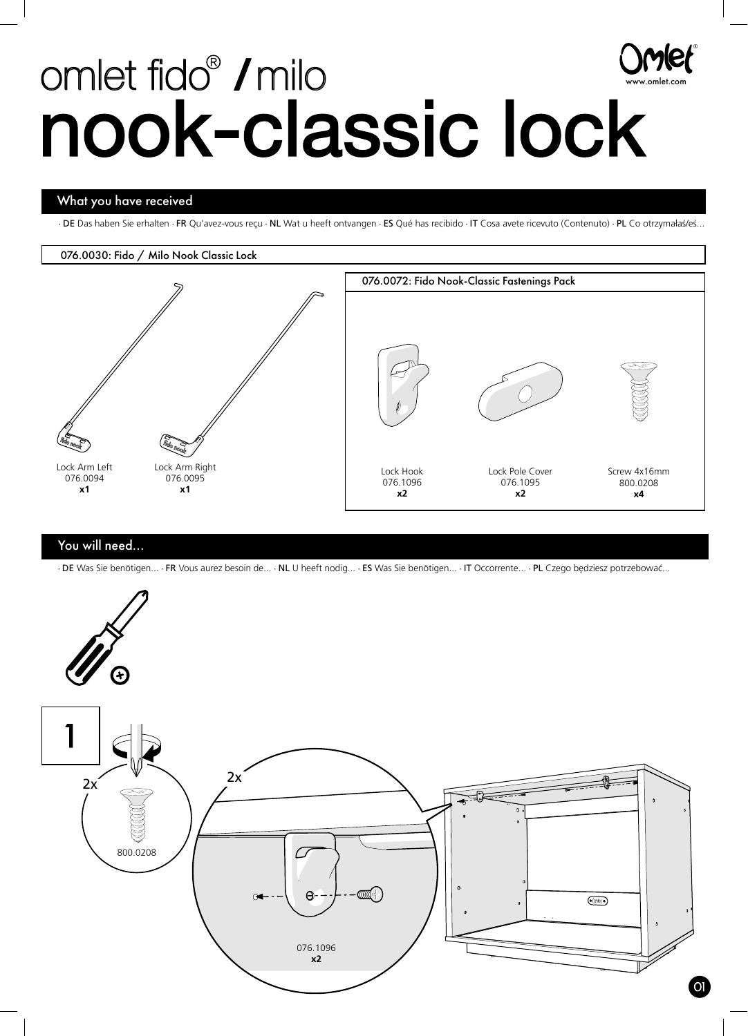omlet fido® / milo

# nook-classic lock

Omlet
www.omlet.com

## What you have received

· **DE** Das haben Sie erhalten · **FR** Qu'avez-vous reçu · **NL** Wat u heeft ontvangen · **ES** Qué has recibido · **IT** Cosa avete ricevuto (Contenuto) · **PL** Co otrzymałaś/eś...

### 076.0030: Fido / Milo Nook Classic Lock

Lock Arm Left
076.0094
**x1**

Lock Arm Right
076.0095
**x1**

### 076.0072: Fido Nook-Classic Fastenings Pack

Lock Hook
076.1096
**x2**

Lock Pole Cover
076.1095
**x2**

Screw 4x16mm
800.0208
**x4**

## You will need...

· **DE** Was Sie benötigen... · **FR** Vous aurez besoin de... · **NL** U heeft nodig... · **ES** Was Sie benötigen... · **IT** Occorrente... · **PL** Czego będziesz potrzebować...

## 1

2x
800.0208

2x
076.1096
**x2**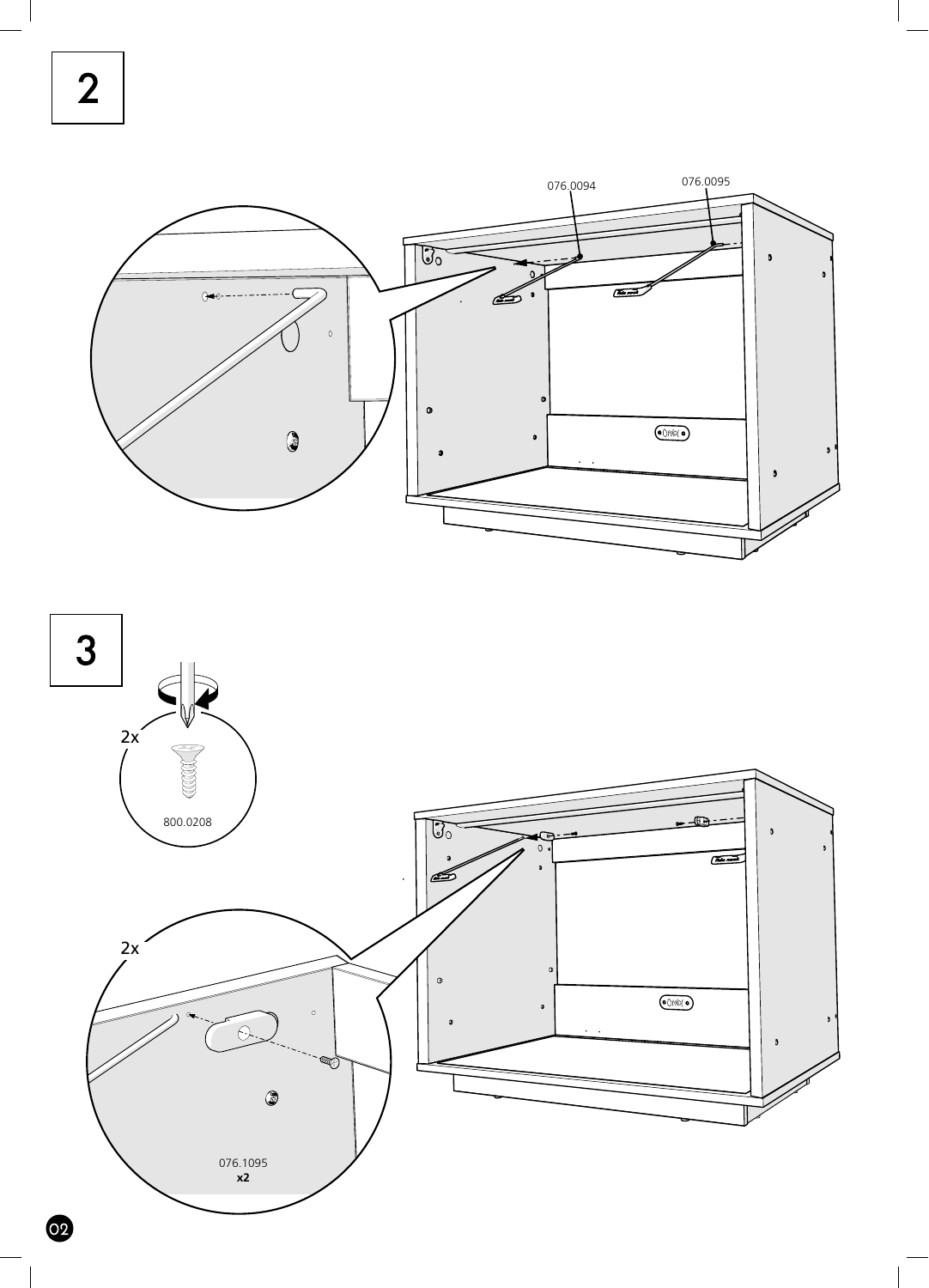## 2

076.0094

076.0095

## 3

2x

800.0208

2x

076.1095
**x2**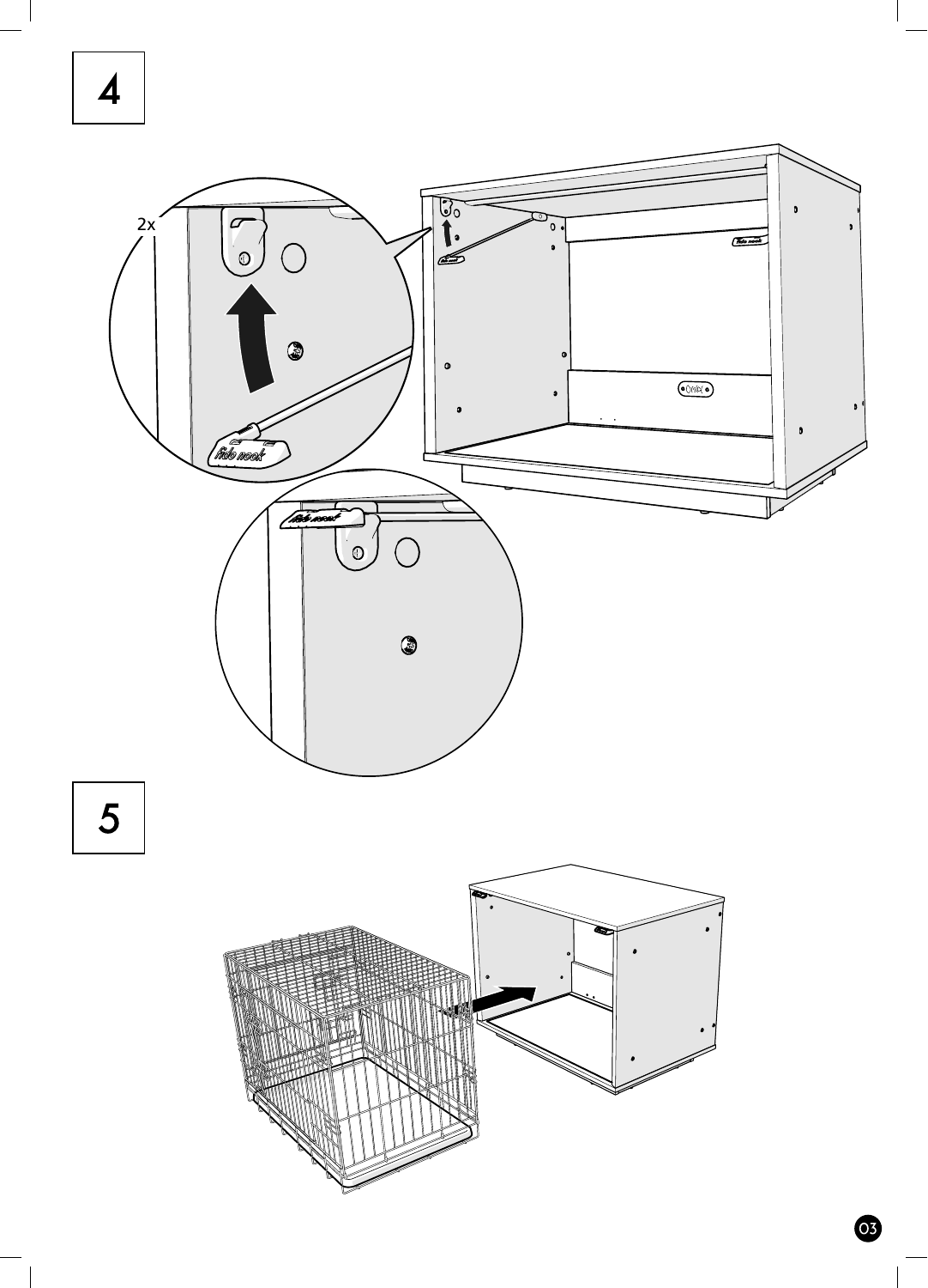4

2x

5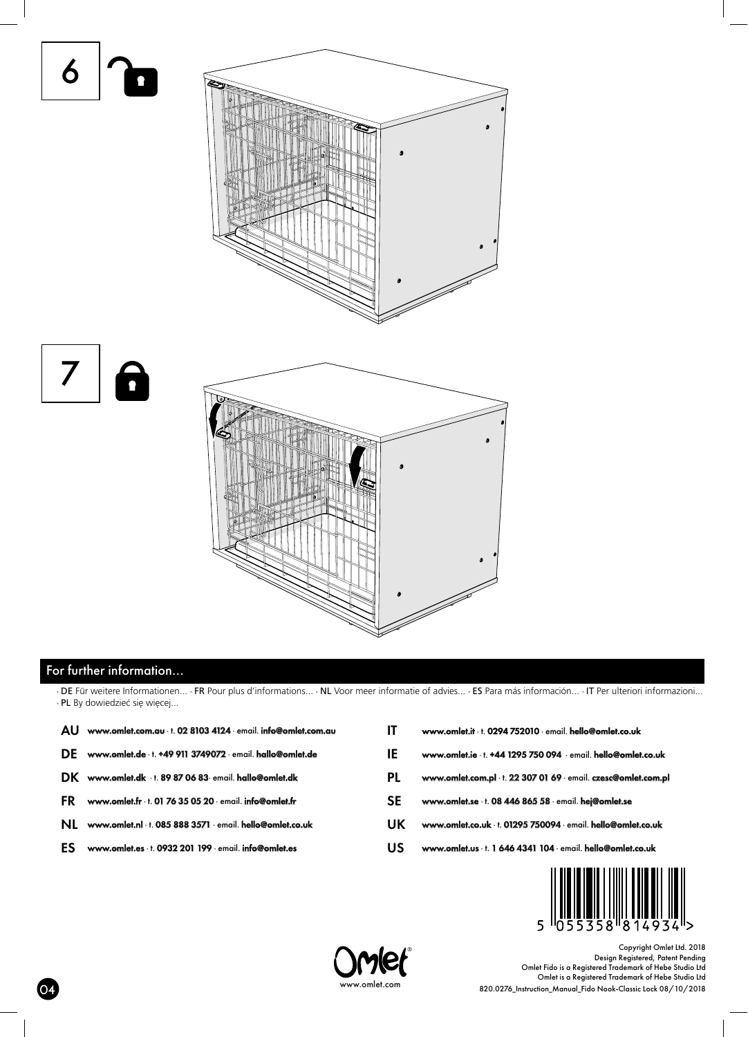6

7

## For further information...

· DE Für weitere Informationen... · FR Pour plus d'informations... · NL Voor meer informatie of advies... · ES Para más información... · IT Per ulteriori informazioni... · PL By dowiedzieć się więcej...

- **AU** **www.omlet.com.au** · t. **02 8103 4124** · email. **info@omlet.com.au**
- **DE** **www.omlet.de** · t. **+49 911 3749072** · email. **hallo@omlet.de**
- **DK** **www.omlet.dk** · t. **89 87 06 83** · email. **hallo@omlet.dk**
- **FR** **www.omlet.fr** · t. **01 76 35 05 20** · email. **info@omlet.fr**
- **NL** **www.omlet.nl** · t. **085 888 3571** · email. **hello@omlet.co.uk**
- **ES** **www.omlet.es** · t. **0932 201 199** · email. **info@omlet.es**
- **IT** **www.omlet.it** · t. **0294 752010** · email. **hello@omlet.co.uk**
- **IE** **www.omlet.ie** · t. **+44 1295 750 094** · email. **hello@omlet.co.uk**
- **PL** **www.omlet.com.pl** · t. **22 307 01 69** · email. **czesc@omlet.com.pl**
- **SE** **www.omlet.se** · t. **08 446 865 58** · email. **hej@omlet.se**
- **UK** **www.omlet.co.uk** · t. **01295 750094** · email. **hello@omlet.co.uk**
- **US** **www.omlet.us** · t. **1 646 4341 104** · email. **hello@omlet.co.uk**

5 055358 814934 >

Omlet®
www.omlet.com

Copyright Omlet Ltd. 2018
Design Registered, Patent Pending
Omlet Fido is a Registered Trademark of Hebe Studio Ltd
Omlet is a Registered Trademark of Hebe Studio Ltd
820.0276_Instruction_Manual_Fido Nook-Classic Lock 08/10/2018